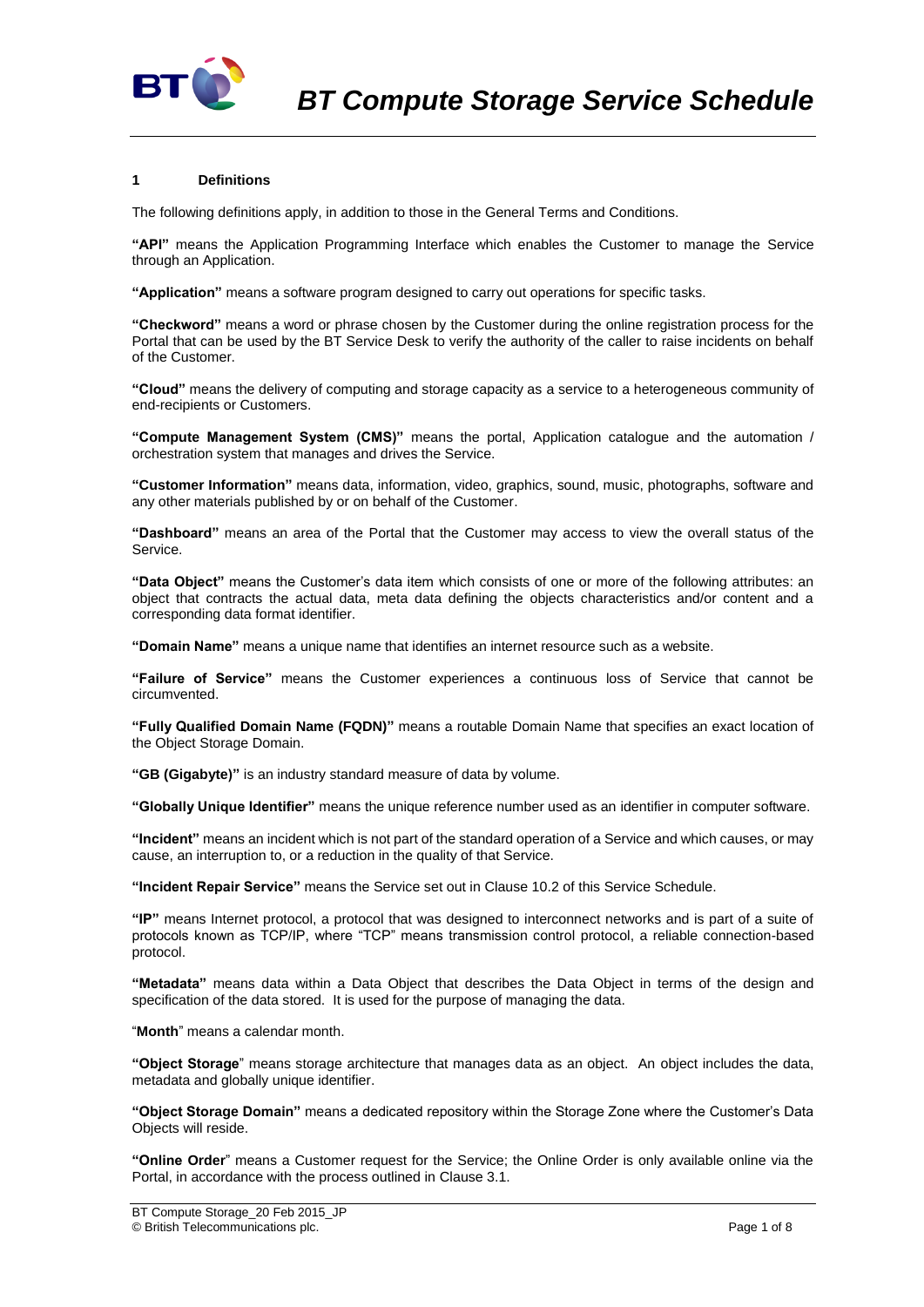# BT Compute Storage Service Schedule

## 1 Definitions

The following definitions apply, in addition to those in the General Terms and Conditions.

**"API"** means the Application Programming Interface which enables the Customer to manage the Service through an Application.

**"Application"** means a software program designed to carry out operations for specific tasks.

**"Checkword"** means a word or phrase chosen by the Customer during the online registration process for the Portal that can be used by the BT Service Desk to verify the authority of the caller to raise incidents on behalf of the Customer.

**"Cloud"** means the delivery of computing and storage capacity as a service to a heterogeneous community of end-recipients or Customers.

**"Compute Management System (CMS)"** means the portal, Application catalogue and the automation / orchestration system that manages and drives the Service.

**"Customer Information"** means data, information, video, graphics, sound, music, photographs, software and any other materials published by or on behalf of the Customer.

**"Dashboard"** means an area of the Portal that the Customer may access to view the overall status of the Service.

**"Data Object"** means the Customer's data item which consists of one or more of the following attributes: an object that contracts the actual data, meta data defining the objects characteristics and/or content and a corresponding data format identifier.

**"Domain Name"** means a unique name that identifies an internet resource such as a website.

**"Failure of Service"** means the Customer experiences a continuous loss of Service that cannot be circumvented.

**"Fully Qualified Domain Name (FQDN)"** means a routable Domain Name that specifies an exact location of the Object Storage Domain.

**"GB (Gigabyte)"** is an industry standard measure of data by volume.

**"Globally Unique Identifier"** means the unique reference number used as an identifier in computer software.

**"Incident"** means an incident which is not part of the standard operation of a Service and which causes, or may cause, an interruption to, or a reduction in the quality of that Service.

**"Incident Repair Service"** means the Service set out in Clause 10.2 of this Service Schedule.

**"IP"** means Internet protocol, a protocol that was designed to interconnect networks and is part of a suite of protocols known as TCP/IP, where "TCP" means transmission control protocol, a reliable connection-based protocol.

**"Metadata"** means data within a Data Object that describes the Data Object in terms of the design and specification of the data stored. It is used for the purpose of managing the data.

"**Month**" means a calendar month.

**"Object Storage**" means storage architecture that manages data as an object. An object includes the data, metadata and globally unique identifier.

**"Object Storage Domain"** means a dedicated repository within the Storage Zone where the Customer's Data Objects will reside.

**"Online Order**" means a Customer request for the Service; the Online Order is only available online via the Portal, in accordance with the process outlined in Clause 3.1.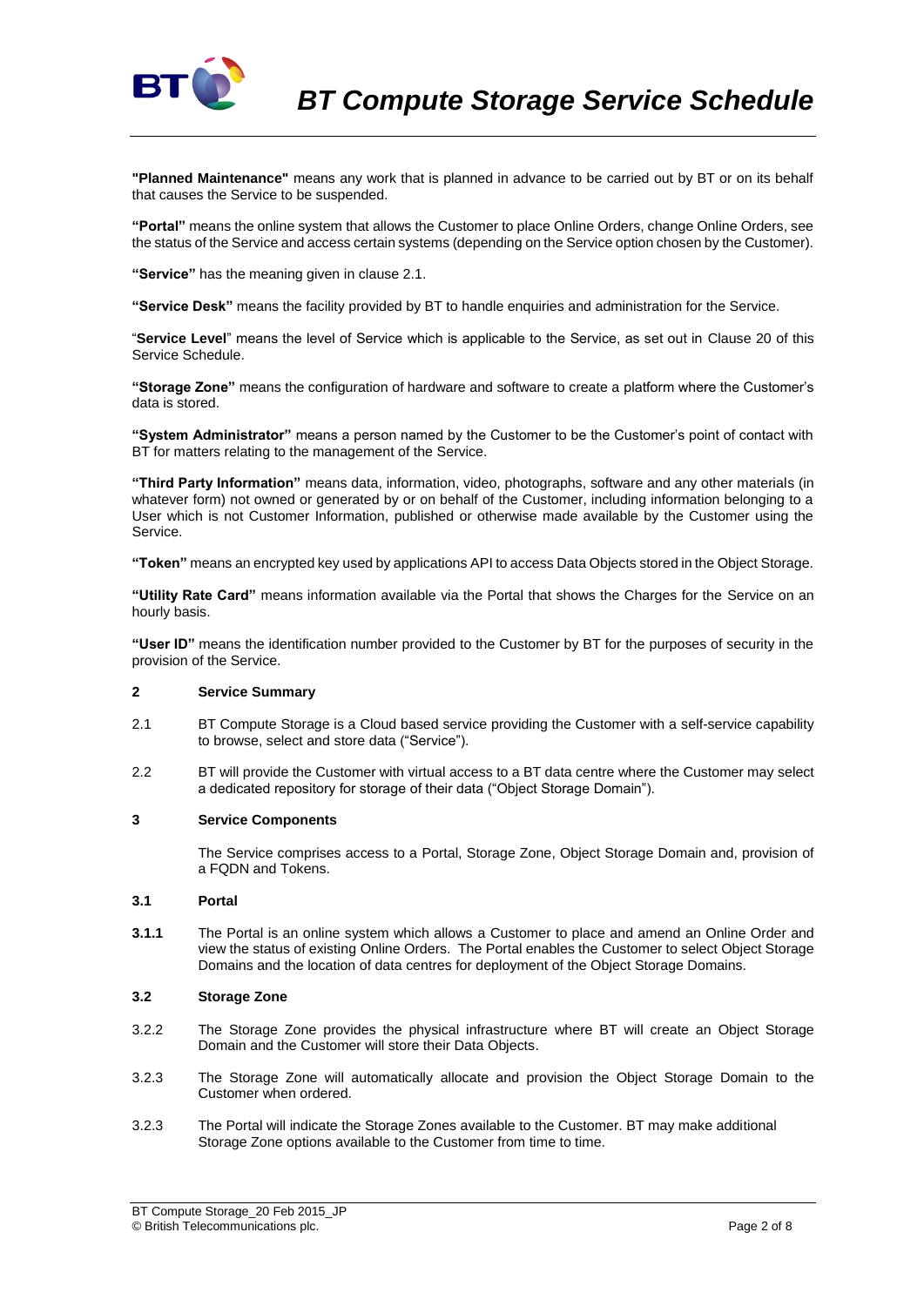**"Planned Maintenance"** means any work that is planned in advance to be carried out by BT or on its behalf that causes the Service to be suspended.

**"Portal"** means the online system that allows the Customer to place Online Orders, change Online Orders, see the status of the Service and access certain systems (depending on the Service option chosen by the Customer).

**"Service"** has the meaning given in clause 2.1.

**"Service Desk"** means the facility provided by BT to handle enquiries and administration for the Service.

"**Service Level**" means the level of Service which is applicable to the Service, as set out in Clause 20 of this Service Schedule.

**"Storage Zone"** means the configuration of hardware and software to create a platform where the Customer's data is stored.

**"System Administrator"** means a person named by the Customer to be the Customer's point of contact with BT for matters relating to the management of the Service.

**"Third Party Information"** means data, information, video, photographs, software and any other materials (in whatever form) not owned or generated by or on behalf of the Customer, including information belonging to a User which is not Customer Information, published or otherwise made available by the Customer using the Service.

**"Token"** means an encrypted key used by applications API to access Data Objects stored in the Object Storage.

**"Utility Rate Card"** means information available via the Portal that shows the Charges for the Service on an hourly basis.

**"User ID"** means the identification number provided to the Customer by BT for the purposes of security in the provision of the Service.

## 2 Service Summary

2.1 BT Compute Storage is a Cloud based service providing the Customer with a self-service capability to browse, select and store data ("Service").

2.2 BT will provide the Customer with virtual access to a BT data centre where the Customer may select a dedicated repository for storage of their data ("Object Storage Domain").

## 3 Service Components

The Service comprises access to a Portal, Storage Zone, Object Storage Domain and, provision of a FQDN and Tokens.

### 3.1 Portal

**3.1.1** The Portal is an online system which allows a Customer to place and amend an Online Order and view the status of existing Online Orders. The Portal enables the Customer to select Object Storage Domains and the location of data centres for deployment of the Object Storage Domains.

### 3.2 Storage Zone

3.2.2 The Storage Zone provides the physical infrastructure where BT will create an Object Storage Domain and the Customer will store their Data Objects.

3.2.3 The Storage Zone will automatically allocate and provision the Object Storage Domain to the Customer when ordered.

3.2.3 The Portal will indicate the Storage Zones available to the Customer. BT may make additional Storage Zone options available to the Customer from time to time.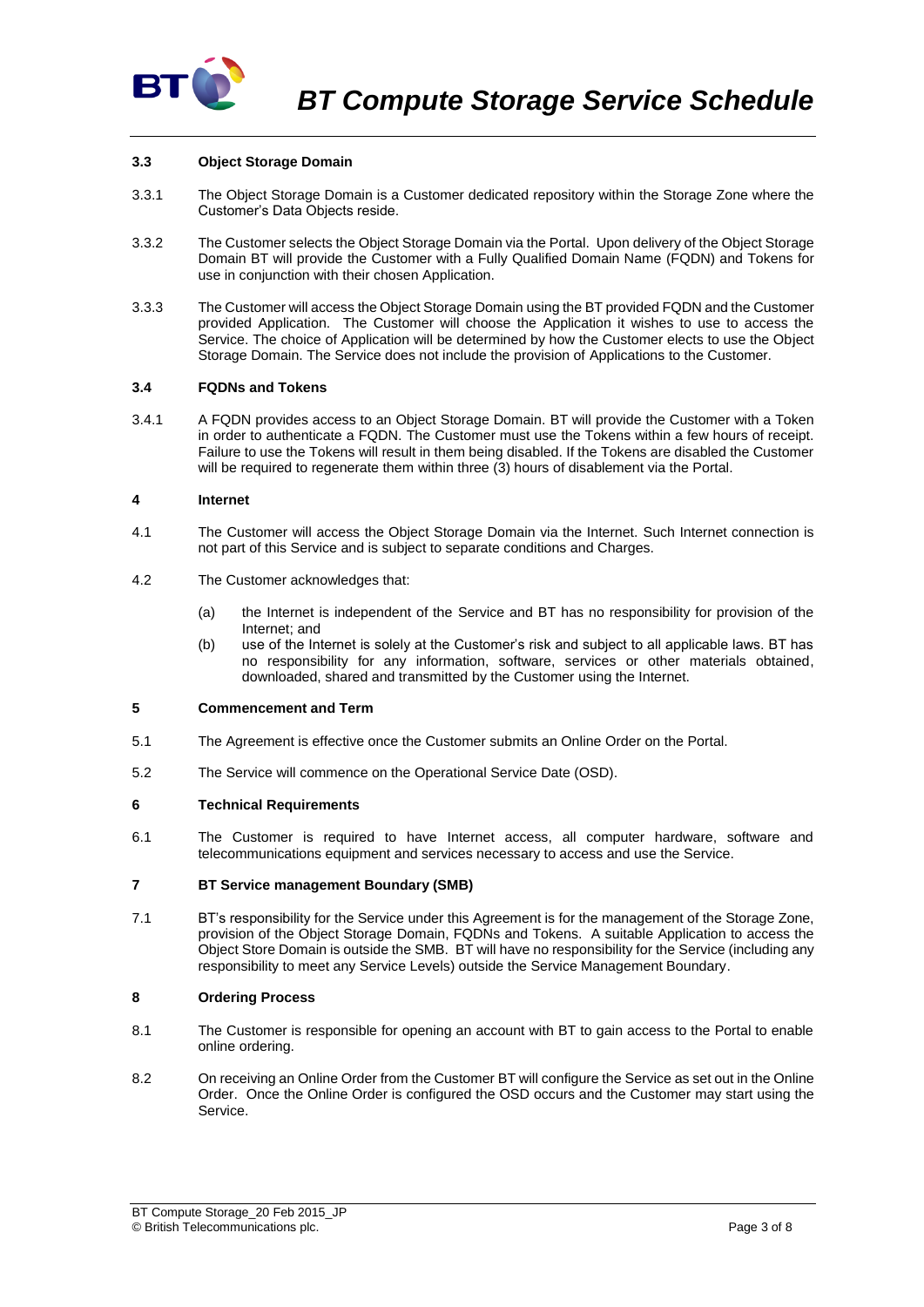### 3.3 Object Storage Domain

3.3.1 The Object Storage Domain is a Customer dedicated repository within the Storage Zone where the Customer's Data Objects reside.

3.3.2 The Customer selects the Object Storage Domain via the Portal. Upon delivery of the Object Storage Domain BT will provide the Customer with a Fully Qualified Domain Name (FQDN) and Tokens for use in conjunction with their chosen Application.

3.3.3 The Customer will access the Object Storage Domain using the BT provided FQDN and the Customer provided Application. The Customer will choose the Application it wishes to use to access the Service. The choice of Application will be determined by how the Customer elects to use the Object Storage Domain. The Service does not include the provision of Applications to the Customer.

### 3.4 FQDNs and Tokens

3.4.1 A FQDN provides access to an Object Storage Domain. BT will provide the Customer with a Token in order to authenticate a FQDN. The Customer must use the Tokens within a few hours of receipt. Failure to use the Tokens will result in them being disabled. If the Tokens are disabled the Customer will be required to regenerate them within three (3) hours of disablement via the Portal.

## 4 Internet

4.1 The Customer will access the Object Storage Domain via the Internet. Such Internet connection is not part of this Service and is subject to separate conditions and Charges.

4.2 The Customer acknowledges that:

(a) the Internet is independent of the Service and BT has no responsibility for provision of the Internet; and

(b) use of the Internet is solely at the Customer's risk and subject to all applicable laws. BT has no responsibility for any information, software, services or other materials obtained, downloaded, shared and transmitted by the Customer using the Internet.

## 5 Commencement and Term

5.1 The Agreement is effective once the Customer submits an Online Order on the Portal.

5.2 The Service will commence on the Operational Service Date (OSD).

## 6 Technical Requirements

6.1 The Customer is required to have Internet access, all computer hardware, software and telecommunications equipment and services necessary to access and use the Service.

## 7 BT Service management Boundary (SMB)

7.1 BT's responsibility for the Service under this Agreement is for the management of the Storage Zone, provision of the Object Storage Domain, FQDNs and Tokens. A suitable Application to access the Object Store Domain is outside the SMB. BT will have no responsibility for the Service (including any responsibility to meet any Service Levels) outside the Service Management Boundary.

## 8 Ordering Process

8.1 The Customer is responsible for opening an account with BT to gain access to the Portal to enable online ordering.

8.2 On receiving an Online Order from the Customer BT will configure the Service as set out in the Online Order. Once the Online Order is configured the OSD occurs and the Customer may start using the Service.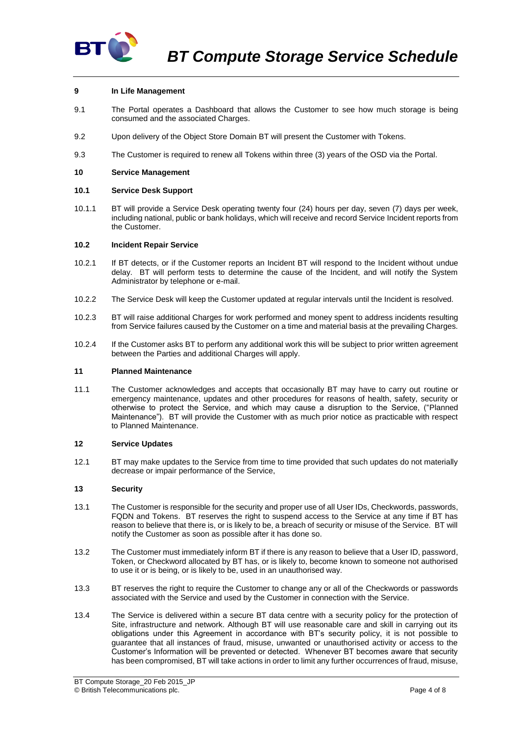## 9 In Life Management

9.1 The Portal operates a Dashboard that allows the Customer to see how much storage is being consumed and the associated Charges.

9.2 Upon delivery of the Object Store Domain BT will present the Customer with Tokens.

9.3 The Customer is required to renew all Tokens within three (3) years of the OSD via the Portal.

## 10 Service Management

### 10.1 Service Desk Support

10.1.1 BT will provide a Service Desk operating twenty four (24) hours per day, seven (7) days per week, including national, public or bank holidays, which will receive and record Service Incident reports from the Customer.

### 10.2 Incident Repair Service

10.2.1 If BT detects, or if the Customer reports an Incident BT will respond to the Incident without undue delay. BT will perform tests to determine the cause of the Incident, and will notify the System Administrator by telephone or e-mail.

10.2.2 The Service Desk will keep the Customer updated at regular intervals until the Incident is resolved.

10.2.3 BT will raise additional Charges for work performed and money spent to address incidents resulting from Service failures caused by the Customer on a time and material basis at the prevailing Charges.

10.2.4 If the Customer asks BT to perform any additional work this will be subject to prior written agreement between the Parties and additional Charges will apply.

## 11 Planned Maintenance

11.1 The Customer acknowledges and accepts that occasionally BT may have to carry out routine or emergency maintenance, updates and other procedures for reasons of health, safety, security or otherwise to protect the Service, and which may cause a disruption to the Service, ("Planned Maintenance"). BT will provide the Customer with as much prior notice as practicable with respect to Planned Maintenance.

## 12 Service Updates

12.1 BT may make updates to the Service from time to time provided that such updates do not materially decrease or impair performance of the Service,

## 13 Security

13.1 The Customer is responsible for the security and proper use of all User IDs, Checkwords, passwords, FQDN and Tokens. BT reserves the right to suspend access to the Service at any time if BT has reason to believe that there is, or is likely to be, a breach of security or misuse of the Service. BT will notify the Customer as soon as possible after it has done so.

13.2 The Customer must immediately inform BT if there is any reason to believe that a User ID, password, Token, or Checkword allocated by BT has, or is likely to, become known to someone not authorised to use it or is being, or is likely to be, used in an unauthorised way.

13.3 BT reserves the right to require the Customer to change any or all of the Checkwords or passwords associated with the Service and used by the Customer in connection with the Service.

13.4 The Service is delivered within a secure BT data centre with a security policy for the protection of Site, infrastructure and network. Although BT will use reasonable care and skill in carrying out its obligations under this Agreement in accordance with BT's security policy, it is not possible to guarantee that all instances of fraud, misuse, unwanted or unauthorised activity or access to the Customer's Information will be prevented or detected. Whenever BT becomes aware that security has been compromised, BT will take actions in order to limit any further occurrences of fraud, misuse,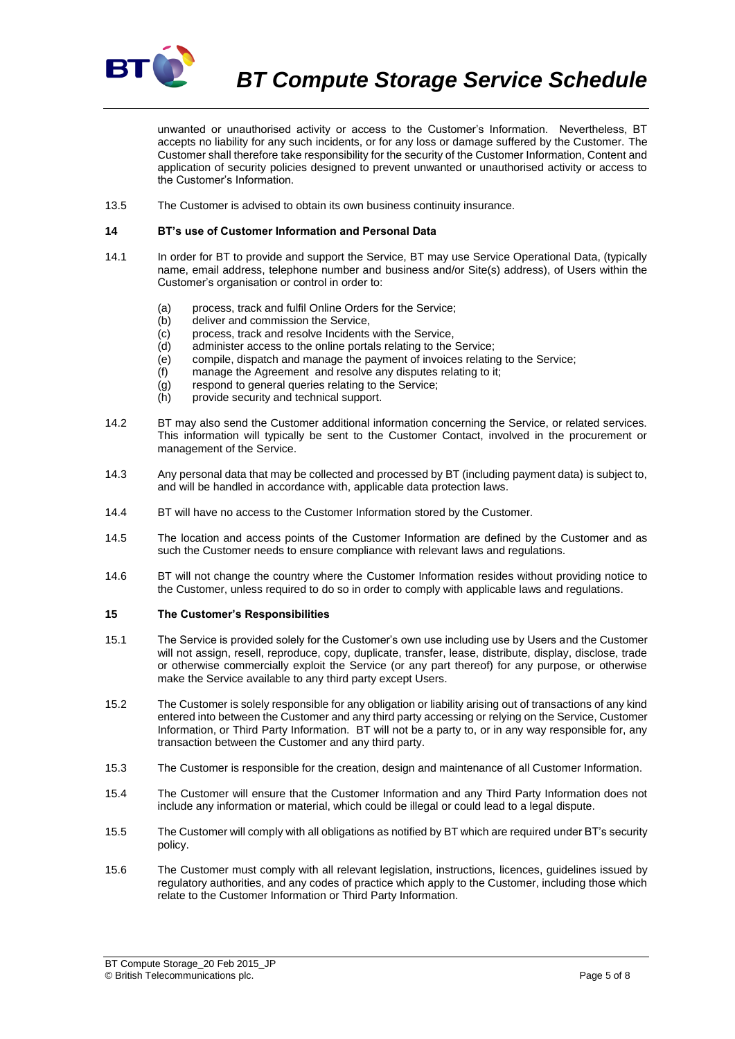unwanted or unauthorised activity or access to the Customer's Information. Nevertheless, BT accepts no liability for any such incidents, or for any loss or damage suffered by the Customer. The Customer shall therefore take responsibility for the security of the Customer Information, Content and application of security policies designed to prevent unwanted or unauthorised activity or access to the Customer's Information.

13.5 The Customer is advised to obtain its own business continuity insurance.

## 14 BT's use of Customer Information and Personal Data

14.1 In order for BT to provide and support the Service, BT may use Service Operational Data, (typically name, email address, telephone number and business and/or Site(s) address), of Users within the Customer's organisation or control in order to:

- (a) process, track and fulfil Online Orders for the Service;
- (b) deliver and commission the Service,
- (c) process, track and resolve Incidents with the Service,
- (d) administer access to the online portals relating to the Service;
- (e) compile, dispatch and manage the payment of invoices relating to the Service;
- (f) manage the Agreement and resolve any disputes relating to it;
- (g) respond to general queries relating to the Service;
- (h) provide security and technical support.

14.2 BT may also send the Customer additional information concerning the Service, or related services. This information will typically be sent to the Customer Contact, involved in the procurement or management of the Service.

14.3 Any personal data that may be collected and processed by BT (including payment data) is subject to, and will be handled in accordance with, applicable data protection laws.

14.4 BT will have no access to the Customer Information stored by the Customer.

14.5 The location and access points of the Customer Information are defined by the Customer and as such the Customer needs to ensure compliance with relevant laws and regulations.

14.6 BT will not change the country where the Customer Information resides without providing notice to the Customer, unless required to do so in order to comply with applicable laws and regulations.

## 15 The Customer's Responsibilities

15.1 The Service is provided solely for the Customer's own use including use by Users and the Customer will not assign, resell, reproduce, copy, duplicate, transfer, lease, distribute, display, disclose, trade or otherwise commercially exploit the Service (or any part thereof) for any purpose, or otherwise make the Service available to any third party except Users.

15.2 The Customer is solely responsible for any obligation or liability arising out of transactions of any kind entered into between the Customer and any third party accessing or relying on the Service, Customer Information, or Third Party Information. BT will not be a party to, or in any way responsible for, any transaction between the Customer and any third party.

15.3 The Customer is responsible for the creation, design and maintenance of all Customer Information.

15.4 The Customer will ensure that the Customer Information and any Third Party Information does not include any information or material, which could be illegal or could lead to a legal dispute.

15.5 The Customer will comply with all obligations as notified by BT which are required under BT's security policy.

15.6 The Customer must comply with all relevant legislation, instructions, licences, guidelines issued by regulatory authorities, and any codes of practice which apply to the Customer, including those which relate to the Customer Information or Third Party Information.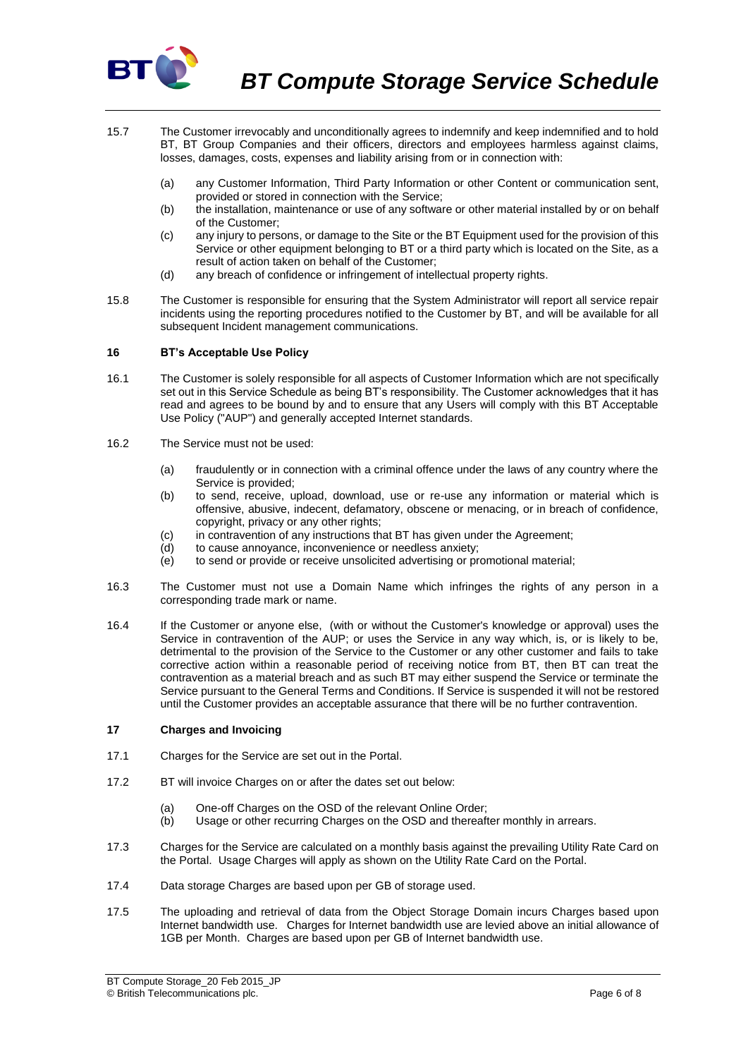15.7 The Customer irrevocably and unconditionally agrees to indemnify and keep indemnified and to hold BT, BT Group Companies and their officers, directors and employees harmless against claims, losses, damages, costs, expenses and liability arising from or in connection with:

(a) any Customer Information, Third Party Information or other Content or communication sent, provided or stored in connection with the Service;

(b) the installation, maintenance or use of any software or other material installed by or on behalf of the Customer;

(c) any injury to persons, or damage to the Site or the BT Equipment used for the provision of this Service or other equipment belonging to BT or a third party which is located on the Site, as a result of action taken on behalf of the Customer;

(d) any breach of confidence or infringement of intellectual property rights.

15.8 The Customer is responsible for ensuring that the System Administrator will report all service repair incidents using the reporting procedures notified to the Customer by BT, and will be available for all subsequent Incident management communications.

## 16 BT's Acceptable Use Policy

16.1 The Customer is solely responsible for all aspects of Customer Information which are not specifically set out in this Service Schedule as being BT's responsibility. The Customer acknowledges that it has read and agrees to be bound by and to ensure that any Users will comply with this BT Acceptable Use Policy ("AUP") and generally accepted Internet standards.

16.2 The Service must not be used:

(a) fraudulently or in connection with a criminal offence under the laws of any country where the Service is provided;

(b) to send, receive, upload, download, use or re-use any information or material which is offensive, abusive, indecent, defamatory, obscene or menacing, or in breach of confidence, copyright, privacy or any other rights;

(c) in contravention of any instructions that BT has given under the Agreement;

(d) to cause annoyance, inconvenience or needless anxiety;

(e) to send or provide or receive unsolicited advertising or promotional material;

16.3 The Customer must not use a Domain Name which infringes the rights of any person in a corresponding trade mark or name.

16.4 If the Customer or anyone else, (with or without the Customer's knowledge or approval) uses the Service in contravention of the AUP; or uses the Service in any way which, is, or is likely to be, detrimental to the provision of the Service to the Customer or any other customer and fails to take corrective action within a reasonable period of receiving notice from BT, then BT can treat the contravention as a material breach and as such BT may either suspend the Service or terminate the Service pursuant to the General Terms and Conditions. If Service is suspended it will not be restored until the Customer provides an acceptable assurance that there will be no further contravention.

## 17 Charges and Invoicing

17.1 Charges for the Service are set out in the Portal.

17.2 BT will invoice Charges on or after the dates set out below:

(a) One-off Charges on the OSD of the relevant Online Order;

(b) Usage or other recurring Charges on the OSD and thereafter monthly in arrears.

17.3 Charges for the Service are calculated on a monthly basis against the prevailing Utility Rate Card on the Portal. Usage Charges will apply as shown on the Utility Rate Card on the Portal.

17.4 Data storage Charges are based upon per GB of storage used.

17.5 The uploading and retrieval of data from the Object Storage Domain incurs Charges based upon Internet bandwidth use. Charges for Internet bandwidth use are levied above an initial allowance of 1GB per Month. Charges are based upon per GB of Internet bandwidth use.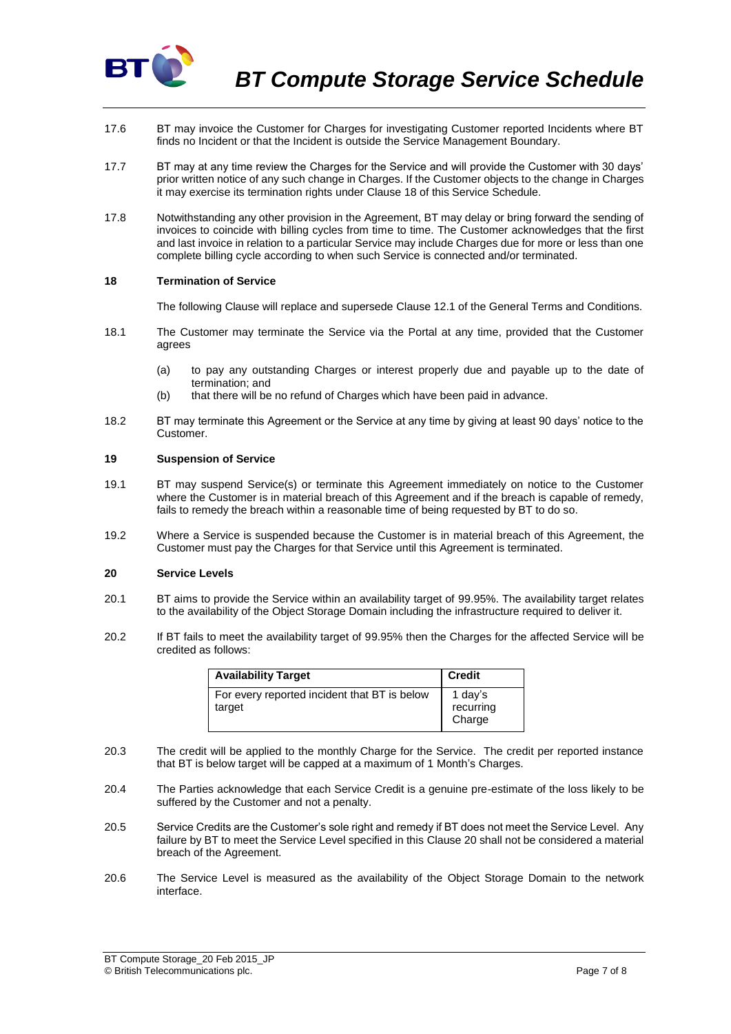17.6 BT may invoice the Customer for Charges for investigating Customer reported Incidents where BT finds no Incident or that the Incident is outside the Service Management Boundary.

17.7 BT may at any time review the Charges for the Service and will provide the Customer with 30 days' prior written notice of any such change in Charges. If the Customer objects to the change in Charges it may exercise its termination rights under Clause 18 of this Service Schedule.

17.8 Notwithstanding any other provision in the Agreement, BT may delay or bring forward the sending of invoices to coincide with billing cycles from time to time. The Customer acknowledges that the first and last invoice in relation to a particular Service may include Charges due for more or less than one complete billing cycle according to when such Service is connected and/or terminated.

## 18 Termination of Service

The following Clause will replace and supersede Clause 12.1 of the General Terms and Conditions.

18.1 The Customer may terminate the Service via the Portal at any time, provided that the Customer agrees

(a) to pay any outstanding Charges or interest properly due and payable up to the date of termination; and

(b) that there will be no refund of Charges which have been paid in advance.

18.2 BT may terminate this Agreement or the Service at any time by giving at least 90 days' notice to the Customer.

## 19 Suspension of Service

19.1 BT may suspend Service(s) or terminate this Agreement immediately on notice to the Customer where the Customer is in material breach of this Agreement and if the breach is capable of remedy, fails to remedy the breach within a reasonable time of being requested by BT to do so.

19.2 Where a Service is suspended because the Customer is in material breach of this Agreement, the Customer must pay the Charges for that Service until this Agreement is terminated.

## 20 Service Levels

20.1 BT aims to provide the Service within an availability target of 99.95%. The availability target relates to the availability of the Object Storage Domain including the infrastructure required to deliver it.

20.2 If BT fails to meet the availability target of 99.95% then the Charges for the affected Service will be credited as follows:

| Availability Target | Credit |
|---|---|
| For every reported incident that BT is below target | 1 day's recurring Charge |

20.3 The credit will be applied to the monthly Charge for the Service. The credit per reported instance that BT is below target will be capped at a maximum of 1 Month's Charges.

20.4 The Parties acknowledge that each Service Credit is a genuine pre-estimate of the loss likely to be suffered by the Customer and not a penalty.

20.5 Service Credits are the Customer's sole right and remedy if BT does not meet the Service Level. Any failure by BT to meet the Service Level specified in this Clause 20 shall not be considered a material breach of the Agreement.

20.6 The Service Level is measured as the availability of the Object Storage Domain to the network interface.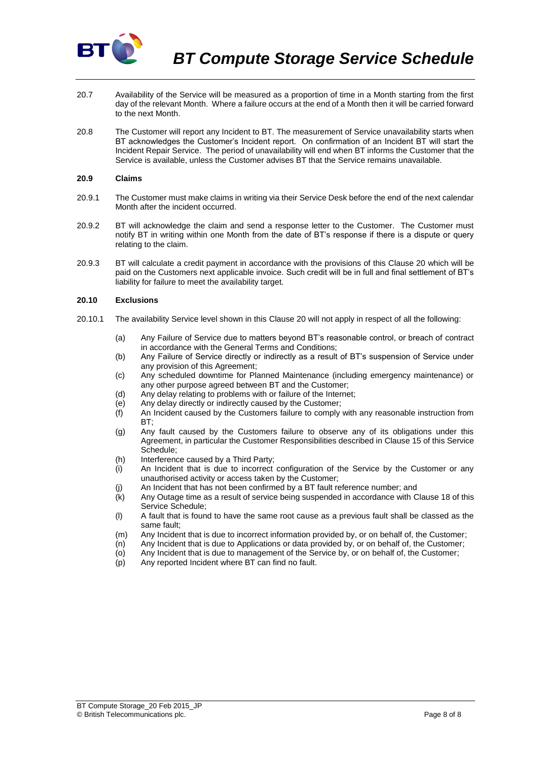20.7 Availability of the Service will be measured as a proportion of time in a Month starting from the first day of the relevant Month. Where a failure occurs at the end of a Month then it will be carried forward to the next Month.

20.8 The Customer will report any Incident to BT. The measurement of Service unavailability starts when BT acknowledges the Customer's Incident report. On confirmation of an Incident BT will start the Incident Repair Service. The period of unavailability will end when BT informs the Customer that the Service is available, unless the Customer advises BT that the Service remains unavailable.

**20.9 Claims**

20.9.1 The Customer must make claims in writing via their Service Desk before the end of the next calendar Month after the incident occurred.

20.9.2 BT will acknowledge the claim and send a response letter to the Customer. The Customer must notify BT in writing within one Month from the date of BT's response if there is a dispute or query relating to the claim.

20.9.3 BT will calculate a credit payment in accordance with the provisions of this Clause 20 which will be paid on the Customers next applicable invoice. Such credit will be in full and final settlement of BT's liability for failure to meet the availability target.

**20.10 Exclusions**

20.10.1 The availability Service level shown in this Clause 20 will not apply in respect of all the following:

(a) Any Failure of Service due to matters beyond BT's reasonable control, or breach of contract in accordance with the General Terms and Conditions;
(b) Any Failure of Service directly or indirectly as a result of BT's suspension of Service under any provision of this Agreement;
(c) Any scheduled downtime for Planned Maintenance (including emergency maintenance) or any other purpose agreed between BT and the Customer;
(d) Any delay relating to problems with or failure of the Internet;
(e) Any delay directly or indirectly caused by the Customer;
(f) An Incident caused by the Customers failure to comply with any reasonable instruction from BT;
(g) Any fault caused by the Customers failure to observe any of its obligations under this Agreement, in particular the Customer Responsibilities described in Clause 15 of this Service Schedule;
(h) Interference caused by a Third Party;
(i) An Incident that is due to incorrect configuration of the Service by the Customer or any unauthorised activity or access taken by the Customer;
(j) An Incident that has not been confirmed by a BT fault reference number; and
(k) Any Outage time as a result of service being suspended in accordance with Clause 18 of this Service Schedule;
(l) A fault that is found to have the same root cause as a previous fault shall be classed as the same fault;
(m) Any Incident that is due to incorrect information provided by, or on behalf of, the Customer;
(n) Any Incident that is due to Applications or data provided by, or on behalf of, the Customer;
(o) Any Incident that is due to management of the Service by, or on behalf of, the Customer;
(p) Any reported Incident where BT can find no fault.